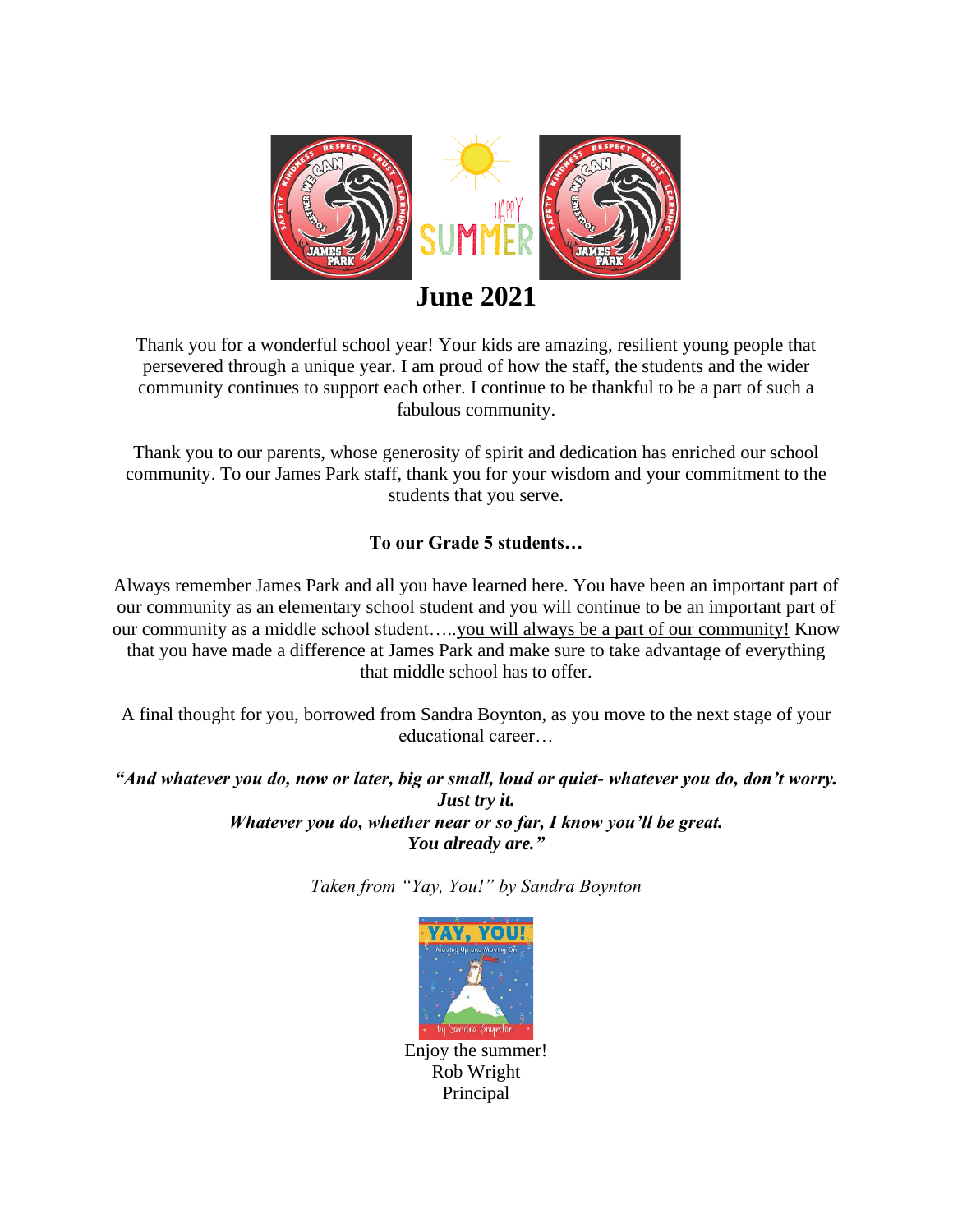# June 2021

Thank you for a wonderful school year! Your kids are amazing, resilient young people that persevered through a unique year. I am proud of how the staff, the students and the wider community continues to support each other. I continue to be thankful to be a part of such a fabulous community.

Thank you to our parents, whose generosity of spirit and dedication has enriched our school community. To our James Park staff, thank you for your wisdom and your commitment to the students that you serve.

**To our Grade 5 students…**

Always remember James Park and all you have learned here. You have been an important part of our community as an elementary school student and you will continue to be an important part of our community as a middle school student…..you will always be a part of our community! Know that you have made a difference at James Park and make sure to take advantage of everything that middle school has to offer.

A final thought for you, borrowed from Sandra Boynton, as you move to the next stage of your educational career…

***"And whatever you do, now or later, big or small, loud or quiet- whatever you do, don't worry. Just try it.***
***Whatever you do, whether near or so far, I know you'll be great.***
***You already are."***

*Taken from "Yay, You!" by Sandra Boynton*

Enjoy the summer!
Rob Wright
Principal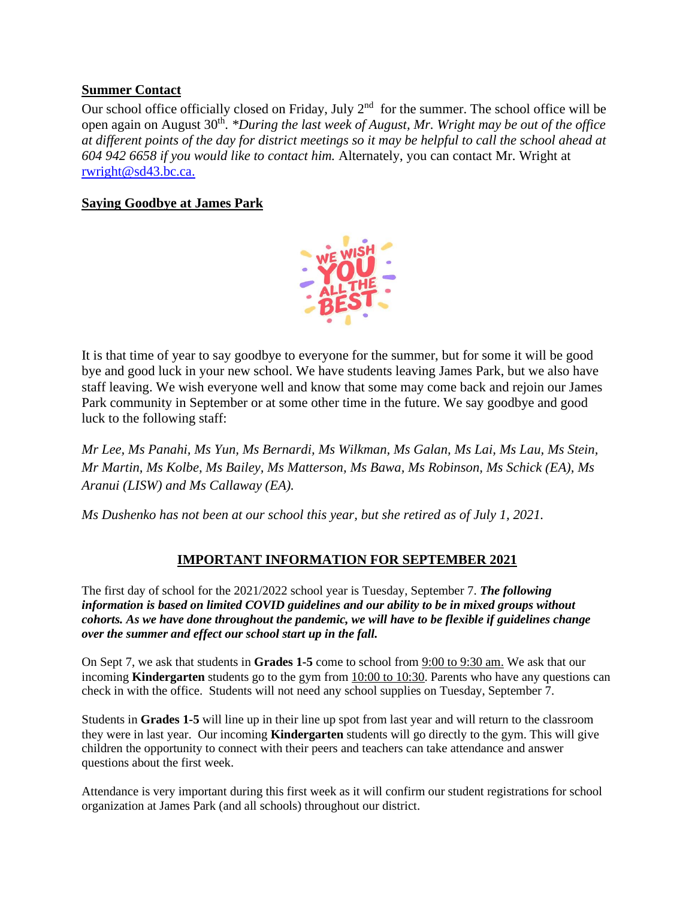**Summer Contact**

Our school office officially closed on Friday, July 2nd for the summer. The school office will be open again on August 30th. *\*During the last week of August, Mr. Wright may be out of the office at different points of the day for district meetings so it may be helpful to call the school ahead at 604 942 6658 if you would like to contact him.* Alternately, you can contact Mr. Wright at rwright@sd43.bc.ca.

**Saying Goodbye at James Park**

It is that time of year to say goodbye to everyone for the summer, but for some it will be good bye and good luck in your new school. We have students leaving James Park, but we also have staff leaving. We wish everyone well and know that some may come back and rejoin our James Park community in September or at some other time in the future. We say goodbye and good luck to the following staff:

*Mr Lee, Ms Panahi, Ms Yun, Ms Bernardi, Ms Wilkman, Ms Galan, Ms Lai, Ms Lau, Ms Stein, Mr Martin, Ms Kolbe, Ms Bailey, Ms Matterson, Ms Bawa, Ms Robinson, Ms Schick (EA), Ms Aranui (LISW) and Ms Callaway (EA).*

*Ms Dushenko has not been at our school this year, but she retired as of July 1, 2021.*

## IMPORTANT INFORMATION FOR SEPTEMBER 2021

The first day of school for the 2021/2022 school year is Tuesday, September 7. ***The following information is based on limited COVID guidelines and our ability to be in mixed groups without cohorts. As we have done throughout the pandemic, we will have to be flexible if guidelines change over the summer and effect our school start up in the fall.***

On Sept 7, we ask that students in **Grades 1-5** come to school from 9:00 to 9:30 am. We ask that our incoming **Kindergarten** students go to the gym from 10:00 to 10:30. Parents who have any questions can check in with the office. Students will not need any school supplies on Tuesday, September 7.

Students in **Grades 1-5** will line up in their line up spot from last year and will return to the classroom they were in last year. Our incoming **Kindergarten** students will go directly to the gym. This will give children the opportunity to connect with their peers and teachers can take attendance and answer questions about the first week.

Attendance is very important during this first week as it will confirm our student registrations for school organization at James Park (and all schools) throughout our district.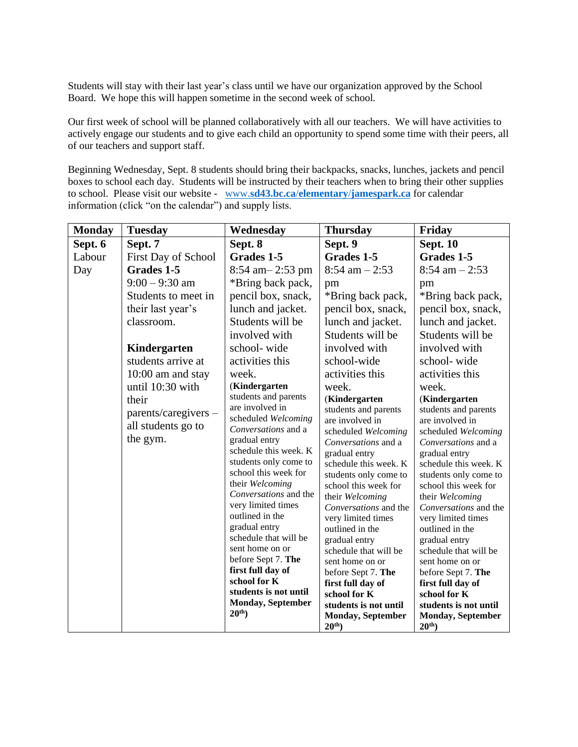Students will stay with their last year's class until we have our organization approved by the School Board. We hope this will happen sometime in the second week of school.

Our first week of school will be planned collaboratively with all our teachers. We will have activities to actively engage our students and to give each child an opportunity to spend some time with their peers, all of our teachers and support staff.

Beginning Wednesday, Sept. 8 students should bring their backpacks, snacks, lunches, jackets and pencil boxes to school each day. Students will be instructed by their teachers when to bring their other supplies to school. Please visit our website - [www.sd43.bc.ca/elementary/jamespark.ca](www.sd43.bc.ca/elementary/jamespark.ca) for calendar information (click "on the calendar") and supply lists.

| Monday | Tuesday | Wednesday | Thursday | Friday |
|---|---|---|---|---|
| **Sept. 6** Labour Day | **Sept. 7** First Day of School **Grades 1-5** 9:00 – 9:30 am Students to meet in their last year's classroom. **Kindergarten** students arrive at 10:00 am and stay until 10:30 with their parents/caregivers – all students go to the gym. | **Sept. 8** **Grades 1-5** 8:54 am– 2:53 pm *Bring back pack, pencil box, snack, lunch and jacket. Students will be involved with school- wide activities this week. (**Kindergarten** students and parents are involved in scheduled *Welcoming Conversations* and a gradual entry schedule this week. K students only come to school this week for their *Welcoming Conversations* and the very limited times outlined in the gradual entry schedule that will be sent home on or before Sept 7. **The first full day of school for K students is not until Monday, September 20th**) | **Sept. 9** **Grades 1-5** 8:54 am – 2:53 pm *Bring back pack, pencil box, snack, lunch and jacket. Students will be involved with school-wide activities this week. (**Kindergarten** students and parents are involved in scheduled *Welcoming Conversations* and a gradual entry schedule this week. K students only come to school this week for their *Welcoming Conversations* and the very limited times outlined in the gradual entry schedule that will be sent home on or before Sept 7. **The first full day of school for K students is not until Monday, September 20th**) | **Sept. 10** **Grades 1-5** 8:54 am – 2:53 pm *Bring back pack, pencil box, snack, lunch and jacket. Students will be involved with school- wide activities this week. (**Kindergarten** students and parents are involved in scheduled *Welcoming Conversations* and a gradual entry schedule this week. K students only come to school this week for their *Welcoming Conversations* and the very limited times outlined in the gradual entry schedule that will be sent home on or before Sept 7. **The first full day of school for K students is not until Monday, September 20th**) |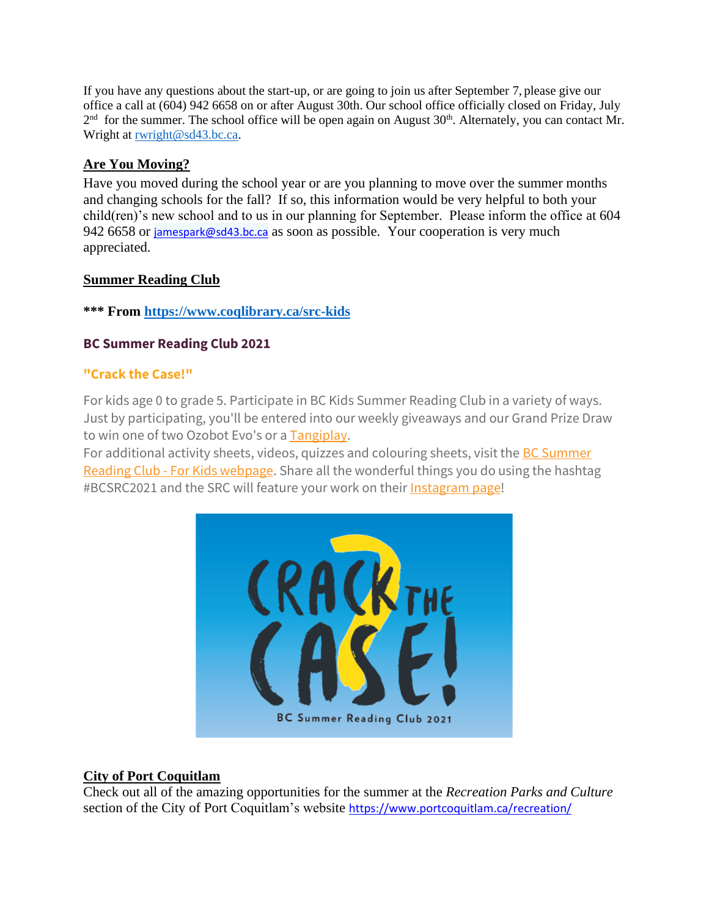If you have any questions about the start-up, or are going to join us after September 7, please give our office a call at (604) 942 6658 on or after August 30th. Our school office officially closed on Friday, July 2nd for the summer. The school office will be open again on August 30th. Alternately, you can contact Mr. Wright at rwright@sd43.bc.ca.

## Are You Moving?

Have you moved during the school year or are you planning to move over the summer months and changing schools for the fall? If so, this information would be very helpful to both your child(ren)'s new school and to us in our planning for September. Please inform the office at 604 942 6658 or jamespark@sd43.bc.ca as soon as possible. Your cooperation is very much appreciated.

## Summer Reading Club

**\*\*\* From https://www.coqlibrary.ca/src-kids**

### BC Summer Reading Club 2021

### "Crack the Case!"

For kids age 0 to grade 5. Participate in BC Kids Summer Reading Club in a variety of ways. Just by participating, you'll be entered into our weekly giveaways and our Grand Prize Draw to win one of two Ozobot Evo's or a Tangiplay.

For additional activity sheets, videos, quizzes and colouring sheets, visit the BC Summer Reading Club - For Kids webpage. Share all the wonderful things you do using the hashtag #BCSRC2021 and the SRC will feature your work on their Instagram page!

CRACK THE CASE!

BC Summer Reading Club 2021

## City of Port Coquitlam

Check out all of the amazing opportunities for the summer at the *Recreation Parks and Culture* section of the City of Port Coquitlam's website https://www.portcoquitlam.ca/recreation/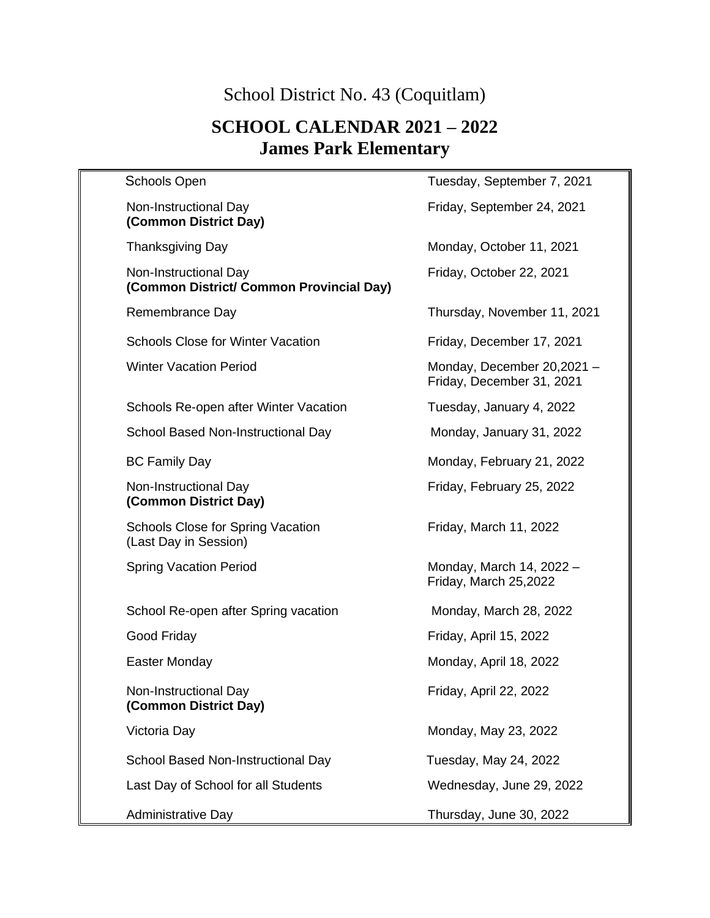School District No. 43 (Coquitlam)

# SCHOOL CALENDAR 2021 – 2022
## James Park Elementary

| | |
|---|---|
| Schools Open | Tuesday, September 7, 2021 |
| Non-Instructional Day **(Common District Day)** | Friday, September 24, 2021 |
| Thanksgiving Day | Monday, October 11, 2021 |
| Non-Instructional Day **(Common District/ Common Provincial Day)** | Friday, October 22, 2021 |
| Remembrance Day | Thursday, November 11, 2021 |
| Schools Close for Winter Vacation | Friday, December 17, 2021 |
| Winter Vacation Period | Monday, December 20,2021 – Friday, December 31, 2021 |
| Schools Re-open after Winter Vacation | Tuesday, January 4, 2022 |
| School Based Non-Instructional Day | Monday, January 31, 2022 |
| BC Family Day | Monday, February 21, 2022 |
| Non-Instructional Day **(Common District Day)** | Friday, February 25, 2022 |
| Schools Close for Spring Vacation (Last Day in Session) | Friday, March 11, 2022 |
| Spring Vacation Period | Monday, March 14, 2022 – Friday, March 25,2022 |
| School Re-open after Spring vacation | Monday, March 28, 2022 |
| Good Friday | Friday, April 15, 2022 |
| Easter Monday | Monday, April 18, 2022 |
| Non-Instructional Day **(Common District Day)** | Friday, April 22, 2022 |
| Victoria Day | Monday, May 23, 2022 |
| School Based Non-Instructional Day | Tuesday, May 24, 2022 |
| Last Day of School for all Students | Wednesday, June 29, 2022 |
| Administrative Day | Thursday, June 30, 2022 |